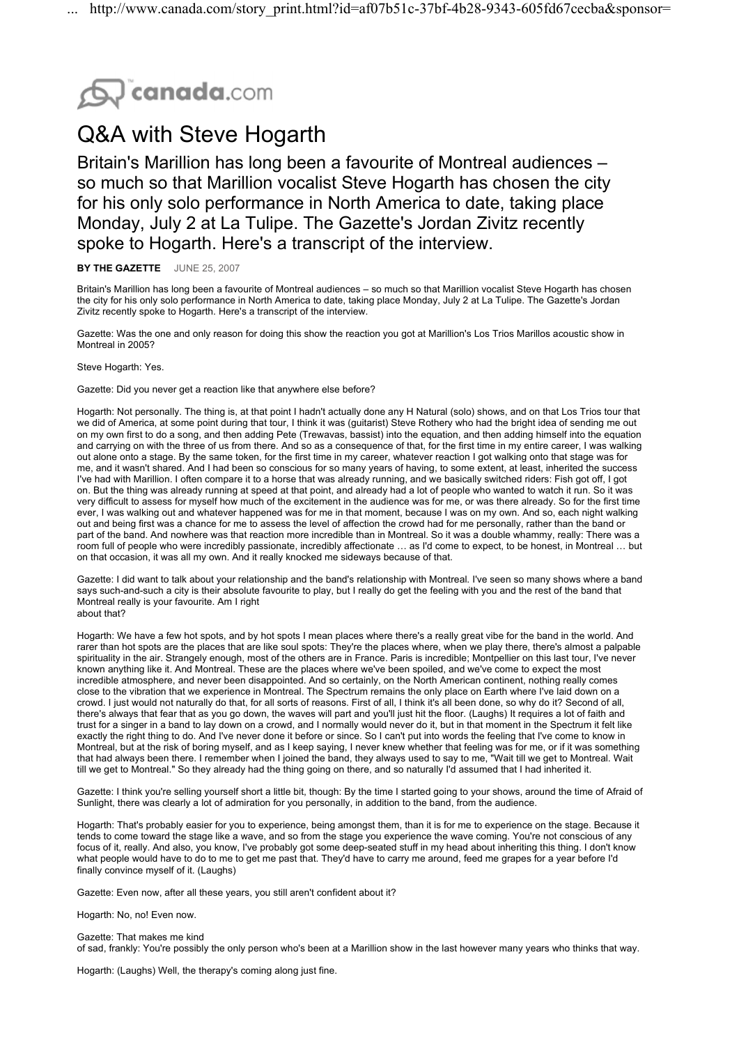# Q&A with Steve Hogarth

## Britain's Marillion has long been a favourite of Montreal audiences – so much so that Marillion vocalist Steve Hogarth has chosen the city for his only solo performance in North America to date, taking place Monday, July 2 at La Tulipe. The Gazette's Jordan Zivitz recently spoke to Hogarth. Here's a transcript of the interview.

**BY THE GAZETTE** JUNE 25, 2007

Britain's Marillion has long been a favourite of Montreal audiences – so much so that Marillion vocalist Steve Hogarth has chosen the city for his only solo performance in North America to date, taking place Monday, July 2 at La Tulipe. The Gazette's Jordan Zivitz recently spoke to Hogarth. Here's a transcript of the interview.

Gazette: Was the one and only reason for doing this show the reaction you got at Marillion's Los Trios Marillos acoustic show in Montreal in 2005?

Steve Hogarth: Yes.

Gazette: Did you never get a reaction like that anywhere else before?

Hogarth: Not personally. The thing is, at that point I hadn't actually done any H Natural (solo) shows, and on that Los Trios tour that we did of America, at some point during that tour, I think it was (guitarist) Steve Rothery who had the bright idea of sending me out on my own first to do a song, and then adding Pete (Trewavas, bassist) into the equation, and then adding himself into the equation and carrying on with the three of us from there. And so as a consequence of that, for the first time in my entire career, I was walking out alone onto a stage. By the same token, for the first time in my career, whatever reaction I got walking onto that stage was for me, and it wasn't shared. And I had been so conscious for so many years of having, to some extent, at least, inherited the success I've had with Marillion. I often compare it to a horse that was already running, and we basically switched riders: Fish got off, I got on. But the thing was already running at speed at that point, and already had a lot of people who wanted to watch it run. So it was very difficult to assess for myself how much of the excitement in the audience was for me, or was there already. So for the first time ever, I was walking out and whatever happened was for me in that moment, because I was on my own. And so, each night walking out and being first was a chance for me to assess the level of affection the crowd had for me personally, rather than the band or part of the band. And nowhere was that reaction more incredible than in Montreal. So it was a double whammy, really: There was a room full of people who were incredibly passionate, incredibly affectionate … as I'd come to expect, to be honest, in Montreal … but on that occasion, it was all my own. And it really knocked me sideways because of that.

Gazette: I did want to talk about your relationship and the band's relationship with Montreal. I've seen so many shows where a band says such-and-such a city is their absolute favourite to play, but I really do get the feeling with you and the rest of the band that Montreal really is your favourite. Am I right about that?

Hogarth: We have a few hot spots, and by hot spots I mean places where there's a really great vibe for the band in the world. And rarer than hot spots are the places that are like soul spots: They're the places where, when we play there, there's almost a palpable spirituality in the air. Strangely enough, most of the others are in France. Paris is incredible; Montpellier on this last tour, I've never known anything like it. And Montreal. These are the places where we've been spoiled, and we've come to expect the most incredible atmosphere, and never been disappointed. And so certainly, on the North American continent, nothing really comes close to the vibration that we experience in Montreal. The Spectrum remains the only place on Earth where I've laid down on a crowd. I just would not naturally do that, for all sorts of reasons. First of all, I think it's all been done, so why do it? Second of all, there's always that fear that as you go down, the waves will part and you'll just hit the floor. (Laughs) It requires a lot of faith and trust for a singer in a band to lay down on a crowd, and I normally would never do it, but in that moment in the Spectrum it felt like exactly the right thing to do. And I've never done it before or since. So I can't put into words the feeling that I've come to know in Montreal, but at the risk of boring myself, and as I keep saying, I never knew whether that feeling was for me, or if it was something that had always been there. I remember when I joined the band, they always used to say to me, "Wait till we get to Montreal. Wait till we get to Montreal." So they already had the thing going on there, and so naturally I'd assumed that I had inherited it.

Gazette: I think you're selling yourself short a little bit, though: By the time I started going to your shows, around the time of Afraid of Sunlight, there was clearly a lot of admiration for you personally, in addition to the band, from the audience.

Hogarth: That's probably easier for you to experience, being amongst them, than it is for me to experience on the stage. Because it tends to come toward the stage like a wave, and so from the stage you experience the wave coming. You're not conscious of any focus of it, really. And also, you know, I've probably got some deep-seated stuff in my head about inheriting this thing. I don't know what people would have to do to me to get me past that. They'd have to carry me around, feed me grapes for a year before I'd finally convince myself of it. (Laughs)

Gazette: Even now, after all these years, you still aren't confident about it?

Hogarth: No, no! Even now.

Gazette: That makes me kind of sad, frankly: You're possibly the only person who's been at a Marillion show in the last however many years who thinks that way.

Hogarth: (Laughs) Well, the therapy's coming along just fine.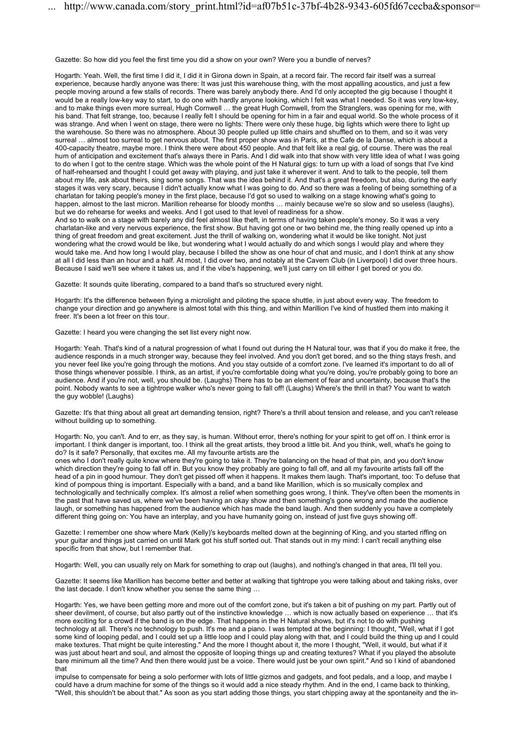Gazette: So how did you feel the first time you did a show on your own? Were you a bundle of nerves?

Hogarth: Yeah. Well, the first time I did it, I did it in Girona down in Spain, at a record fair. The record fair itself was a surreal experience, because hardly anyone was there: It was just this warehouse thing, with the most appalling acoustics, and just a few people moving around a few stalls of records. There was barely anybody there. And I'd only accepted the gig because I thought it would be a really low-key way to start, to do one with hardly anyone looking, which I felt was what I needed. So it was very low-key, and to make things even more surreal, Hugh Cornwell … the great Hugh Cornwell, from the Stranglers, was opening for me, with his band. That felt strange, too, because I really felt I should be opening for him in a fair and equal world. So the whole process of it was strange. And when I went on stage, there were no lights: There were only these huge, big lights which were there to light up the warehouse. So there was no atmosphere. About 30 people pulled up little chairs and shuffled on to them, and so it was very surreal … almost too surreal to get nervous about. The first proper show was in Paris, at the Cafe de la Danse, which is about a 400-capacity theatre, maybe more. I think there were about 450 people. And that felt like a real gig, of course. There was the real hum of anticipation and excitement that's always there in Paris. And I did walk into that show with very little idea of what I was going to do when I got to the centre stage. Which was the whole point of the H Natural gigs: to turn up with a load of songs that I've kind of half-rehearsed and thought I could get away with playing, and just take it wherever it went. And to talk to the people, tell them about my life, ask about theirs, sing some songs. That was the idea behind it. And that's a great freedom, but also, during the early stages it was very scary, because I didn't actually know what I was going to do. And so there was a feeling of being something of a charlatan for taking people's money in the first place, because I'd got so used to walking on a stage knowing what's going to happen, almost to the last micron. Marillion rehearse for bloody months … mainly because we're so slow and so useless (laughs), but we do rehearse for weeks and weeks. And I got used to that level of readiness for a show.

And so to walk on a stage with barely any did feel almost like theft, in terms of having taken people's money. So it was a very charlatan-like and very nervous experience, the first show. But having got one or two behind me, the thing really opened up into a thing of great freedom and great excitement. Just the thrill of walking on, wondering what it would be like tonight. Not just wondering what the crowd would be like, but wondering what I would actually do and which songs I would play and where they would take me. And how long I would play, because I billed the show as one hour of chat and music, and I don't think at any show at all I did less than an hour and a half. At most, I did over two, and notably at the Cavern Club (in Liverpool) I did over three hours. Because I said we'll see where it takes us, and if the vibe's happening, we'll just carry on till either I get bored or you do.

Gazette: It sounds quite liberating, compared to a band that's so structured every night.

Hogarth: It's the difference between flying a microlight and piloting the space shuttle, in just about every way. The freedom to change your direction and go anywhere is almost total with this thing, and within Marillion I've kind of hustled them into making it freer. It's been a lot freer on this tour.

Gazette: I heard you were changing the set list every night now.

Hogarth: Yeah. That's kind of a natural progression of what I found out during the H Natural tour, was that if you do make it free, the audience responds in a much stronger way, because they feel involved. And you don't get bored, and so the thing stays fresh, and you never feel like you're going through the motions. And you stay outside of a comfort zone. I've learned it's important to do all of those things whenever possible. I think, as an artist, if you're comfortable doing what you're doing, you're probably going to bore an audience. And if you're not, well, you should be. (Laughs) There has to be an element of fear and uncertainty, because that's the point. Nobody wants to see a tightrope walker who's never going to fall off! (Laughs) Where's the thrill in that? You want to watch the guy wobble! (Laughs)

Gazette: It's that thing about all great art demanding tension, right? There's a thrill about tension and release, and you can't release without building up to something.

Hogarth: No, you can't. And to err, as they say, is human. Without error, there's nothing for your spirit to get off on. I think error is important. I think danger is important, too. I think all the great artists, they brood a little bit. And you think, well, what's he going to do? Is it safe? Personally, that excites me. All my favourite artists are the ones who I don't really quite know where they're going to take it. They're balancing on the head of that pin, and you don't know which direction they're going to fall off in. But you know they probably are going to fall off, and all my favourite artists fall off the head of a pin in good humour. They don't get pissed off when it happens. It makes them laugh. That's important, too: To defuse that kind of pompous thing is important. Especially with a band, and a band like Marillion, which is so musically complex and technologically and technically complex. It's almost a relief when something goes wrong, I think. They've often been the moments in the past that have saved us, where we've been having an okay show and then something's gone wrong and made the audience laugh, or something has happened from the audience which has made the band laugh. And then suddenly you have a completely different thing going on: You have an interplay, and you have humanity going on, instead of just five guys showing off.

Gazette: I remember one show where Mark (Kelly)'s keyboards melted down at the beginning of King, and you started riffing on your guitar and things just carried on until Mark got his stuff sorted out. That stands out in my mind: I can't recall anything else specific from that show, but I remember that.

Hogarth: Well, you can usually rely on Mark for something to crap out (laughs), and nothing's changed in that area, I'll tell you.

Gazette: It seems like Marillion has become better and better at walking that tightrope you were talking about and taking risks, over the last decade. I don't know whether you sense the same thing …

Hogarth: Yes, we have been getting more and more out of the comfort zone, but it's taken a bit of pushing on my part. Partly out of sheer devilment, of course, but also partly out of the instinctive knowledge … which is now actually based on experience … that it's more exciting for a crowd if the band is on the edge. That happens in the H Natural shows, but it's not to do with pushing technology at all. There's no technology to push. It's me and a piano. I was tempted at the beginning: I thought, "Well, what if I got some kind of looping pedal, and I could set up a little loop and I could play along with that, and I could build the thing up and I could make textures. That might be quite interesting." And the more I thought about it, the more I thought, "Well, it would, but what if it was just about heart and soul, and almost the opposite of looping things up and creating textures? What if you played the absolute bare minimum all the time? And then there would just be a voice. There would just be your own spirit." And so I kind of abandoned that impulse to compensate for being a solo performer with lots of little gizmos and gadgets, and foot pedals, and a loop, and maybe I could have a drum machine for some of the things so it would add a nice steady rhythm. And in the end, I came back to thinking, "Well, this shouldn't be about that." As soon as you start adding those things, you start chipping away at the spontaneity and the in-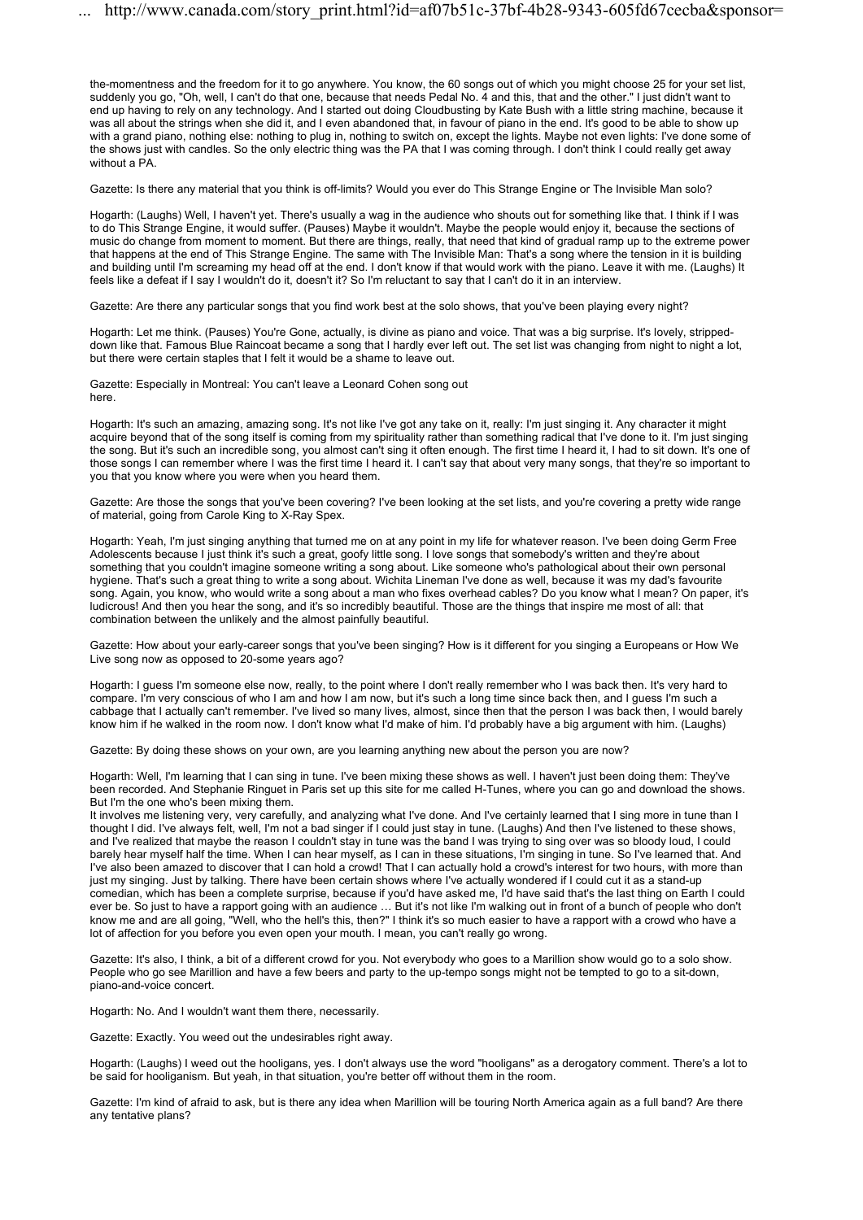the-momentness and the freedom for it to go anywhere. You know, the 60 songs out of which you might choose 25 for your set list, suddenly you go, "Oh, well, I can't do that one, because that needs Pedal No. 4 and this, that and the other." I just didn't want to end up having to rely on any technology. And I started out doing Cloudbusting by Kate Bush with a little string machine, because it was all about the strings when she did it, and I even abandoned that, in favour of piano in the end. It's good to be able to show up with a grand piano, nothing else: nothing to plug in, nothing to switch on, except the lights. Maybe not even lights: I've done some of the shows just with candles. So the only electric thing was the PA that I was coming through. I don't think I could really get away without a PA.

Gazette: Is there any material that you think is off-limits? Would you ever do This Strange Engine or The Invisible Man solo?

Hogarth: (Laughs) Well, I haven't yet. There's usually a wag in the audience who shouts out for something like that. I think if I was to do This Strange Engine, it would suffer. (Pauses) Maybe it wouldn't. Maybe the people would enjoy it, because the sections of music do change from moment to moment. But there are things, really, that need that kind of gradual ramp up to the extreme power that happens at the end of This Strange Engine. The same with The Invisible Man: That's a song where the tension in it is building and building until I'm screaming my head off at the end. I don't know if that would work with the piano. Leave it with me. (Laughs) It feels like a defeat if I say I wouldn't do it, doesn't it? So I'm reluctant to say that I can't do it in an interview.

Gazette: Are there any particular songs that you find work best at the solo shows, that you've been playing every night?

Hogarth: Let me think. (Pauses) You're Gone, actually, is divine as piano and voice. That was a big surprise. It's lovely, stripped-down like that. Famous Blue Raincoat became a song that I hardly ever left out. The set list was changing from night to night a lot, but there were certain staples that I felt it would be a shame to leave out.

Gazette: Especially in Montreal: You can't leave a Leonard Cohen song out here.

Hogarth: It's such an amazing, amazing song. It's not like I've got any take on it, really: I'm just singing it. Any character it might acquire beyond that of the song itself is coming from my spirituality rather than something radical that I've done to it. I'm just singing the song. But it's such an incredible song, you almost can't sing it often enough. The first time I heard it, I had to sit down. It's one of those songs I can remember where I was the first time I heard it. I can't say that about very many songs, that they're so important to you that you know where you were when you heard them.

Gazette: Are those the songs that you've been covering? I've been looking at the set lists, and you're covering a pretty wide range of material, going from Carole King to X-Ray Spex.

Hogarth: Yeah, I'm just singing anything that turned me on at any point in my life for whatever reason. I've been doing Germ Free Adolescents because I just think it's such a great, goofy little song. I love songs that somebody's written and they're about something that you couldn't imagine someone writing a song about. Like someone who's pathological about their own personal hygiene. That's such a great thing to write a song about. Wichita Lineman I've done as well, because it was my dad's favourite song. Again, you know, who would write a song about a man who fixes overhead cables? Do you know what I mean? On paper, it's ludicrous! And then you hear the song, and it's so incredibly beautiful. Those are the things that inspire me most of all: that combination between the unlikely and the almost painfully beautiful.

Gazette: How about your early-career songs that you've been singing? How is it different for you singing a Europeans or How We Live song now as opposed to 20-some years ago?

Hogarth: I guess I'm someone else now, really, to the point where I don't really remember who I was back then. It's very hard to compare. I'm very conscious of who I am and how I am now, but it's such a long time since back then, and I guess I'm such a cabbage that I actually can't remember. I've lived so many lives, almost, since then that the person I was back then, I would barely know him if he walked in the room now. I don't know what I'd make of him. I'd probably have a big argument with him. (Laughs)

Gazette: By doing these shows on your own, are you learning anything new about the person you are now?

Hogarth: Well, I'm learning that I can sing in tune. I've been mixing these shows as well. I haven't just been doing them: They've been recorded. And Stephanie Ringuet in Paris set up this site for me called H-Tunes, where you can go and download the shows. But I'm the one who's been mixing them.
It involves me listening very, very carefully, and analyzing what I've done. And I've certainly learned that I sing more in tune than I thought I did. I've always felt, well, I'm not a bad singer if I could just stay in tune. (Laughs) And then I've listened to these shows, and I've realized that maybe the reason I couldn't stay in tune was the band I was trying to sing over was so bloody loud, I could barely hear myself half the time. When I can hear myself, as I can in these situations, I'm singing in tune. So I've learned that. And I've also been amazed to discover that I can hold a crowd! That I can actually hold a crowd's interest for two hours, with more than just my singing. Just by talking. There have been certain shows where I've actually wondered if I could cut it as a stand-up comedian, which has been a complete surprise, because if you'd have asked me, I'd have said that's the last thing on Earth I could ever be. So just to have a rapport going with an audience … But it's not like I'm walking out in front of a bunch of people who don't know me and are all going, "Well, who the hell's this, then?" I think it's so much easier to have a rapport with a crowd who have a lot of affection for you before you even open your mouth. I mean, you can't really go wrong.

Gazette: It's also, I think, a bit of a different crowd for you. Not everybody who goes to a Marillion show would go to a solo show. People who go see Marillion and have a few beers and party to the up-tempo songs might not be tempted to go to a sit-down, piano-and-voice concert.

Hogarth: No. And I wouldn't want them there, necessarily.

Gazette: Exactly. You weed out the undesirables right away.

Hogarth: (Laughs) I weed out the hooligans, yes. I don't always use the word "hooligans" as a derogatory comment. There's a lot to be said for hooliganism. But yeah, in that situation, you're better off without them in the room.

Gazette: I'm kind of afraid to ask, but is there any idea when Marillion will be touring North America again as a full band? Are there any tentative plans?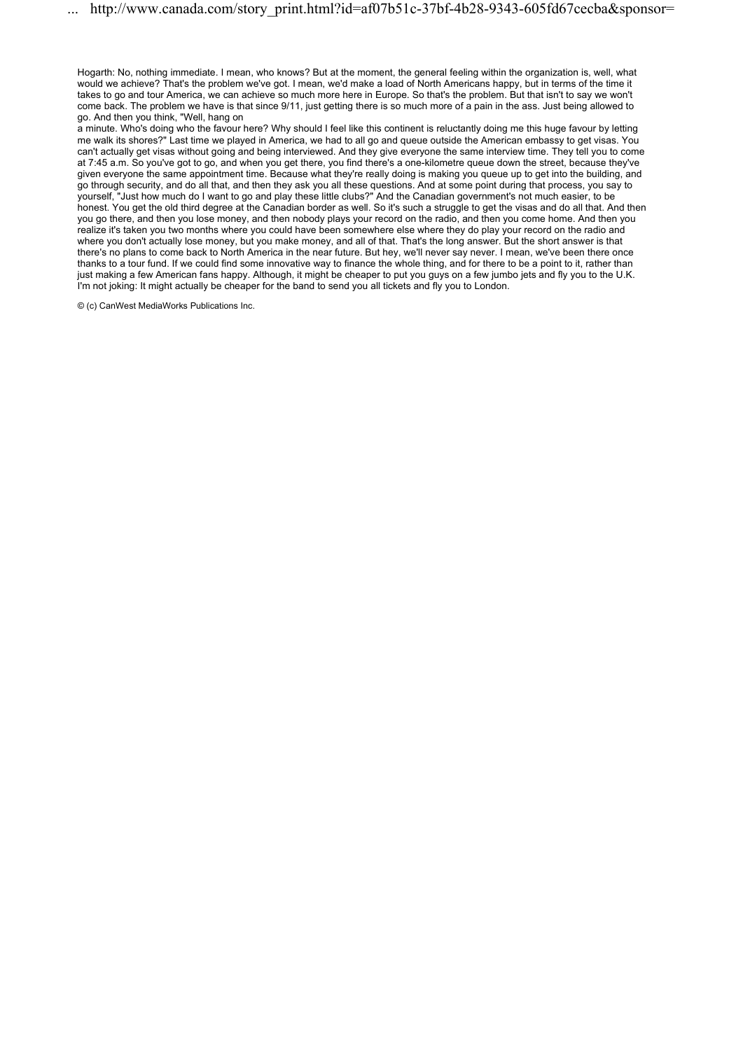Hogarth: No, nothing immediate. I mean, who knows? But at the moment, the general feeling within the organization is, well, what would we achieve? That's the problem we've got. I mean, we'd make a load of North Americans happy, but in terms of the time it takes to go and tour America, we can achieve so much more here in Europe. So that's the problem. But that isn't to say we won't come back. The problem we have is that since 9/11, just getting there is so much more of a pain in the ass. Just being allowed to go. And then you think, "Well, hang on a minute. Who's doing who the favour here? Why should I feel like this continent is reluctantly doing me this huge favour by letting me walk its shores?" Last time we played in America, we had to all go and queue outside the American embassy to get visas. You can't actually get visas without going and being interviewed. And they give everyone the same interview time. They tell you to come at 7:45 a.m. So you've got to go, and when you get there, you find there's a one-kilometre queue down the street, because they've given everyone the same appointment time. Because what they're really doing is making you queue up to get into the building, and go through security, and do all that, and then they ask you all these questions. And at some point during that process, you say to yourself, "Just how much do I want to go and play these little clubs?" And the Canadian government's not much easier, to be honest. You get the old third degree at the Canadian border as well. So it's such a struggle to get the visas and do all that. And then you go there, and then you lose money, and then nobody plays your record on the radio, and then you come home. And then you realize it's taken you two months where you could have been somewhere else where they do play your record on the radio and where you don't actually lose money, but you make money, and all of that. That's the long answer. But the short answer is that there's no plans to come back to North America in the near future. But hey, we'll never say never. I mean, we've been there once thanks to a tour fund. If we could find some innovative way to finance the whole thing, and for there to be a point to it, rather than just making a few American fans happy. Although, it might be cheaper to put you guys on a few jumbo jets and fly you to the U.K. I'm not joking: It might actually be cheaper for the band to send you all tickets and fly you to London.

© (c) CanWest MediaWorks Publications Inc.